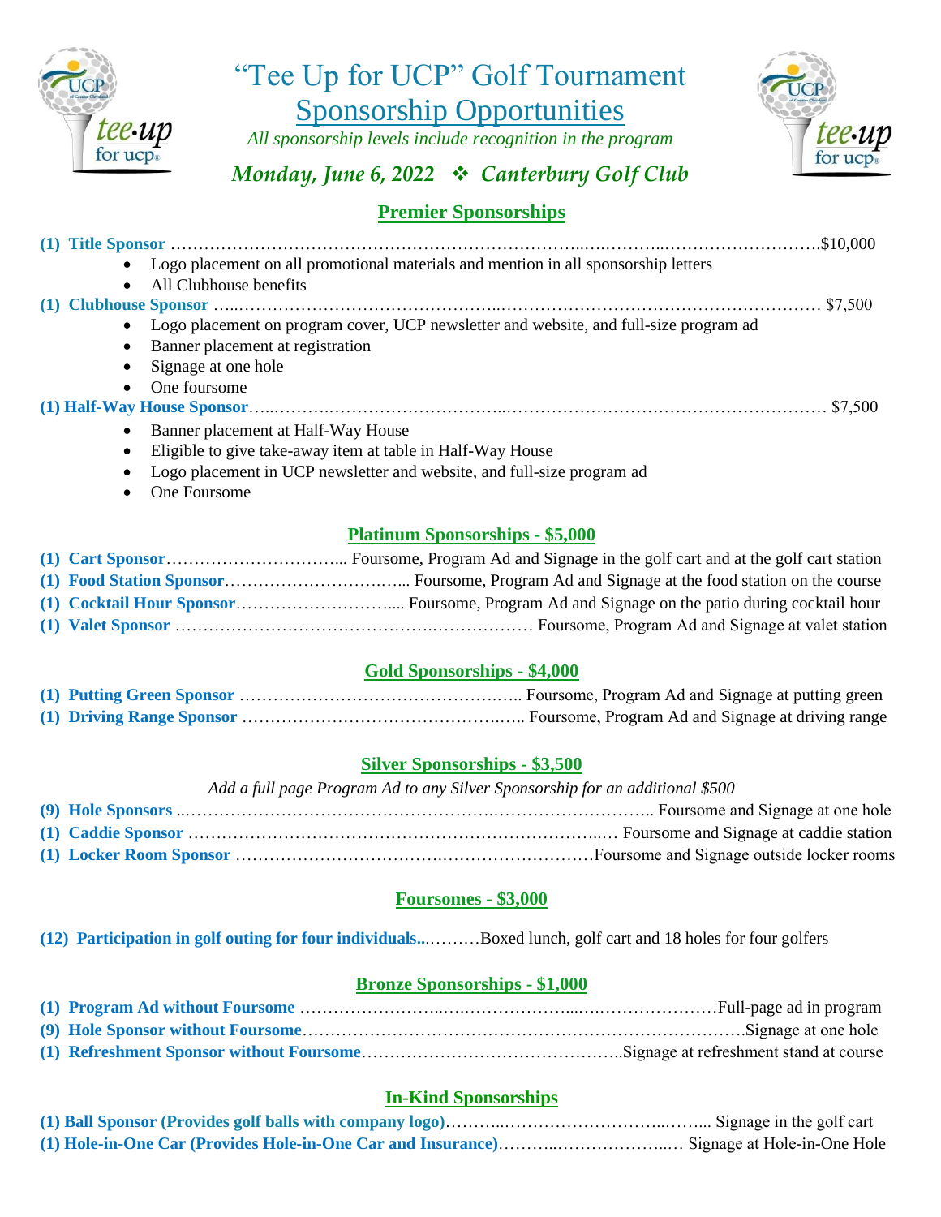# "Tee Up for UCP" Golf Tournament

## Sponsorship Opportunities

*All sponsorship levels include recognition in the program*

***Monday, June 6, 2022 ❖ Canterbury Golf Club***

### Premier Sponsorships

**(1) Title Sponsor** …………………………………………………………………………………………………….$10,000

- Logo placement on all promotional materials and mention in all sponsorship letters
- All Clubhouse benefits

**(1) Clubhouse Sponsor** ……………………………………………………………………………………………… $7,500

- Logo placement on program cover, UCP newsletter and website, and full-size program ad
- Banner placement at registration
- Signage at one hole
- One foursome

**(1) Half-Way House Sponsor**……………………………………………………………………………………… $7,500

- Banner placement at Half-Way House
- Eligible to give take-away item at table in Half-Way House
- Logo placement in UCP newsletter and website, and full-size program ad
- One Foursome

### Platinum Sponsorships - $5,000

**(1) Cart Sponsor**…………………………... Foursome, Program Ad and Signage in the golf cart and at the golf cart station
**(1) Food Station Sponsor**………………………….... Foursome, Program Ad and Signage at the food station on the course
**(1) Cocktail Hour Sponsor**……………………….... Foursome, Program Ad and Signage on the patio during cocktail hour
**(1) Valet Sponsor** ………………………………………………………… Foursome, Program Ad and Signage at valet station

### Gold Sponsorships - $4,000

**(1) Putting Green Sponsor** ……………………………………….….. Foursome, Program Ad and Signage at putting green
**(1) Driving Range Sponsor** ……………………………………….….. Foursome, Program Ad and Signage at driving range

### Silver Sponsorships - $3,500

*Add a full page Program Ad to any Silver Sponsorship for an additional $500*

**(9) Hole Sponsors** ..…………………………………………………………………….. Foursome and Signage at one hole
**(1) Caddie Sponsor** ………………………………………………………………..… Foursome and Signage at caddie station
**(1) Locker Room Sponsor** ……………………………………………………………Foursome and Signage outside locker rooms

### Foursomes - $3,000

**(12) Participation in golf outing for four individuals..**………Boxed lunch, golf cart and 18 holes for four golfers

### Bronze Sponsorships - $1,000

**(1) Program Ad without Foursome** ………………………………………………………………Full-page ad in program
**(9) Hole Sponsor without Foursome**…………………………………………………………………….Signage at one hole
**(1) Refreshment Sponsor without Foursome**………………………………………..Signage at refreshment stand at course

### In-Kind Sponsorships

**(1) Ball Sponsor (Provides golf balls with company logo)**………………………………….. Signage in the golf cart
**(1) Hole-in-One Car (Provides Hole-in-One Car and Insurance)**…………………..… Signage at Hole-in-One Hole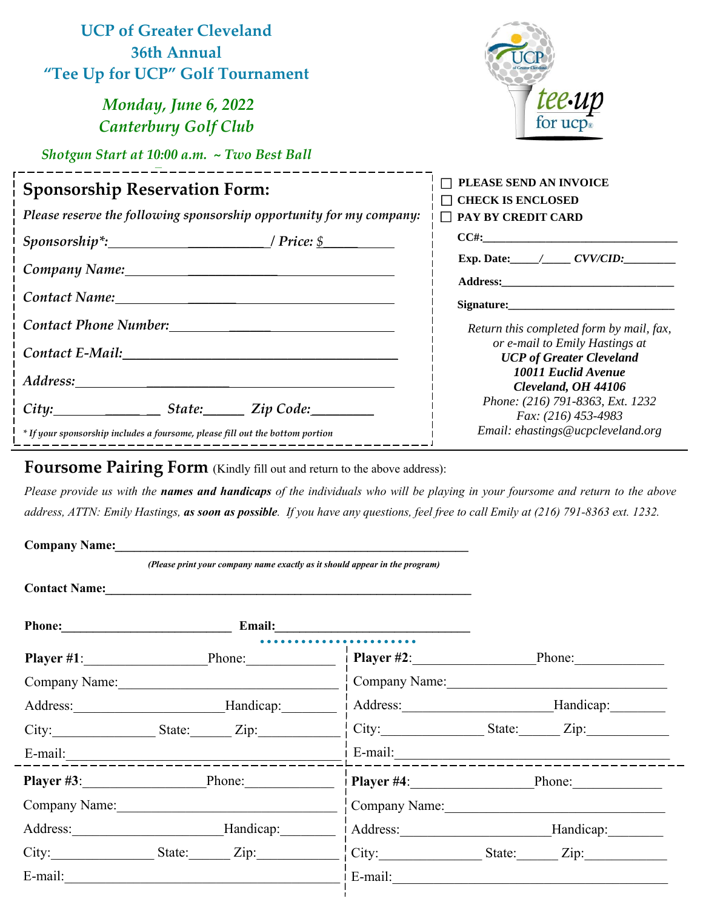## UCP of Greater Cleveland
## 36th Annual
## "Tee Up for UCP" Golf Tournament

*Monday, June 6, 2022*
*Canterbury Golf Club*

*Shotgun Start at 10:00 a.m. ~ Two Best Ball*

### Sponsorship Reservation Form:

*Please reserve the following sponsorship opportunity for my company:*

*Sponsorship*:*_________________________ / *Price: $*___________

*Company Name:*_________________________________________

*Contact Name:*_________________________________________

*Contact Phone Number:*__________________________________

*Contact E-Mail:*________________________________________

*Address:*_____________________________________________

*City:*_______________ *State:*______ *Zip Code:*_________

** If your sponsorship includes a foursome, please fill out the bottom portion*

☐ **PLEASE SEND AN INVOICE**
☐ **CHECK IS ENCLOSED**
☐ **PAY BY CREDIT CARD**

**CC#:**________________________________

**Exp. Date:**_____/_____ ***CVV/CID:***_________

**Address:**_____________________________

**Signature:**____________________________

*Return this completed form by mail, fax, or e-mail to Emily Hastings at*
***UCP of Greater Cleveland***
***10011 Euclid Avenue***
***Cleveland, OH 44106***
*Phone: (216) 791-8363, Ext. 1232*
*Fax: (216) 453-4983*
*Email: ehastings@ucpcleveland.org*

---

### Foursome Pairing Form (Kindly fill out and return to the above address):

*Please provide us with the **names and handicaps** of the individuals who will be playing in your foursome and return to the above address, ATTN: Emily Hastings, **as soon as possible**. If you have any questions, feel free to call Emily at (216) 791-8363 ext. 1232.*

**Company Name:**_________________________________________________________

***(Please print your company name exactly as it should appear in the program)***

**Contact Name:**__________________________________________________________

**Phone:**___________________________ **Email:**______________________________

**Player #1**:__________________ Phone:_____________
Company Name:________________________________
Address:______________________ Handicap:________
City:_______________ State:______ Zip:____________
E-mail:_______________________________________

**Player #2**:__________________ Phone:_____________
Company Name:________________________________
Address:______________________ Handicap:________
City:_______________ State:______ Zip:____________
E-mail:_______________________________________

**Player #3**:__________________ Phone:_____________
Company Name:________________________________
Address:______________________ Handicap:________
City:_______________ State:______ Zip:____________
E-mail:_______________________________________

**Player #4**:__________________ Phone:_____________
Company Name:________________________________
Address:______________________ Handicap:________
City:_______________ State:______ Zip:____________
E-mail:_______________________________________